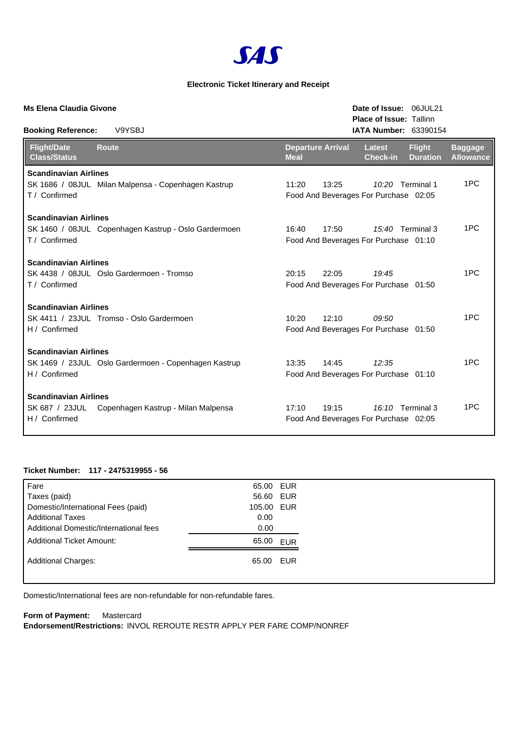# SAS

**Electronic Ticket Itinerary and Receipt**

**Ms Elena Claudia Givone**

**Date of Issue:** 06JUL21
**Place of Issue:** Tallinn
**IATA Number:** 63390154

**Booking Reference:** V9YSBJ

| Flight/Date Class/Status | Route | Departure | Arrival | Latest Check-in | Flight Duration | Baggage Allowance |
|---|---|---|---|---|---|---|
| **Scandinavian Airlines** | | | | | | |
| SK 1686 / 08JUL T / Confirmed | Milan Malpensa - Copenhagen Kastrup | 11:20 | 13:25 | *10:20* Terminal 1 | 02:05 | 1PC |
| | | Meal: Food And Beverages For Purchase | | | | |
| **Scandinavian Airlines** | | | | | | |
| SK 1460 / 08JUL T / Confirmed | Copenhagen Kastrup - Oslo Gardermoen | 16:40 | 17:50 | *15:40* Terminal 3 | 01:10 | 1PC |
| | | Meal: Food And Beverages For Purchase | | | | |
| **Scandinavian Airlines** | | | | | | |
| SK 4438 / 08JUL T / Confirmed | Oslo Gardermoen - Tromso | 20:15 | 22:05 | *19:45* | 01:50 | 1PC |
| | | Meal: Food And Beverages For Purchase | | | | |
| **Scandinavian Airlines** | | | | | | |
| SK 4411 / 23JUL H / Confirmed | Tromso - Oslo Gardermoen | 10:20 | 12:10 | *09:50* | 01:50 | 1PC |
| | | Meal: Food And Beverages For Purchase | | | | |
| **Scandinavian Airlines** | | | | | | |
| SK 1469 / 23JUL H / Confirmed | Oslo Gardermoen - Copenhagen Kastrup | 13:35 | 14:45 | *12:35* | 01:10 | 1PC |
| | | Meal: Food And Beverages For Purchase | | | | |
| **Scandinavian Airlines** | | | | | | |
| SK 687 / 23JUL H / Confirmed | Copenhagen Kastrup - Milan Malpensa | 17:10 | 19:15 | *16:10* Terminal 3 | 02:05 | 1PC |
| | | Meal: Food And Beverages For Purchase | | | | |

**Ticket Number: 117 - 2475319955 - 56**

| | | |
|---|---|---|
| Fare | 65.00 | EUR |
| Taxes (paid) | 56.60 | EUR |
| Domestic/International Fees (paid) | 105.00 | EUR |
| Additional Taxes | 0.00 | |
| Additional Domestic/International fees | 0.00 | |
| Additional Ticket Amount: | 65.00 | EUR |
| Additional Charges: | 65.00 | EUR |

Domestic/International fees are non-refundable for non-refundable fares.

**Form of Payment:** Mastercard
**Endorsement/Restrictions:** INVOL REROUTE RESTR APPLY PER FARE COMP/NONREF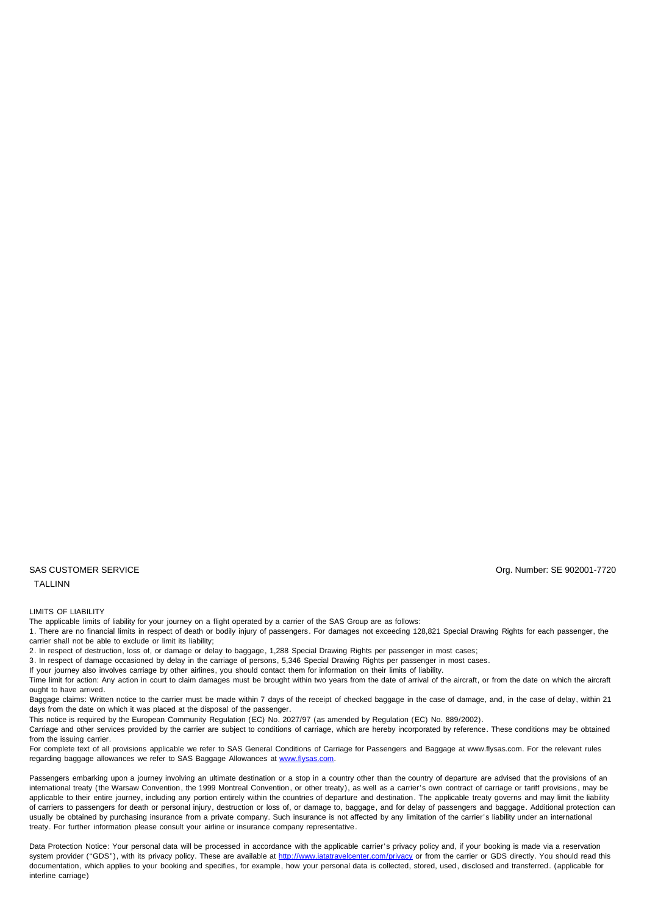SAS CUSTOMER SERVICE

TALLINN

Org. Number: SE 902001-7720

LIMITS OF LIABILITY

The applicable limits of liability for your journey on a flight operated by a carrier of the SAS Group are as follows:

1. There are no financial limits in respect of death or bodily injury of passengers. For damages not exceeding 128,821 Special Drawing Rights for each passenger, the carrier shall not be able to exclude or limit its liability;

2. In respect of destruction, loss of, or damage or delay to baggage, 1,288 Special Drawing Rights per passenger in most cases;

3. In respect of damage occasioned by delay in the carriage of persons, 5,346 Special Drawing Rights per passenger in most cases.

If your journey also involves carriage by other airlines, you should contact them for information on their limits of liability.

Time limit for action: Any action in court to claim damages must be brought within two years from the date of arrival of the aircraft, or from the date on which the aircraft ought to have arrived.

Baggage claims: Written notice to the carrier must be made within 7 days of the receipt of checked baggage in the case of damage, and, in the case of delay, within 21 days from the date on which it was placed at the disposal of the passenger.

This notice is required by the European Community Regulation (EC) No. 2027/97 (as amended by Regulation (EC) No. 889/2002).

Carriage and other services provided by the carrier are subject to conditions of carriage, which are hereby incorporated by reference. These conditions may be obtained from the issuing carrier.

For complete text of all provisions applicable we refer to SAS General Conditions of Carriage for Passengers and Baggage at www.flysas.com. For the relevant rules regarding baggage allowances we refer to SAS Baggage Allowances at www.flysas.com.

Passengers embarking upon a journey involving an ultimate destination or a stop in a country other than the country of departure are advised that the provisions of an international treaty (the Warsaw Convention, the 1999 Montreal Convention, or other treaty), as well as a carrier's own contract of carriage or tariff provisions, may be applicable to their entire journey, including any portion entirely within the countries of departure and destination. The applicable treaty governs and may limit the liability of carriers to passengers for death or personal injury, destruction or loss of, or damage to, baggage, and for delay of passengers and baggage. Additional protection can usually be obtained by purchasing insurance from a private company. Such insurance is not affected by any limitation of the carrier's liability under an international treaty. For further information please consult your airline or insurance company representative.

Data Protection Notice: Your personal data will be processed in accordance with the applicable carrier's privacy policy and, if your booking is made via a reservation system provider ("GDS"), with its privacy policy. These are available at http://www.iatatravelcenter.com/privacy or from the carrier or GDS directly. You should read this documentation, which applies to your booking and specifies, for example, how your personal data is collected, stored, used, disclosed and transferred. (applicable for interline carriage)